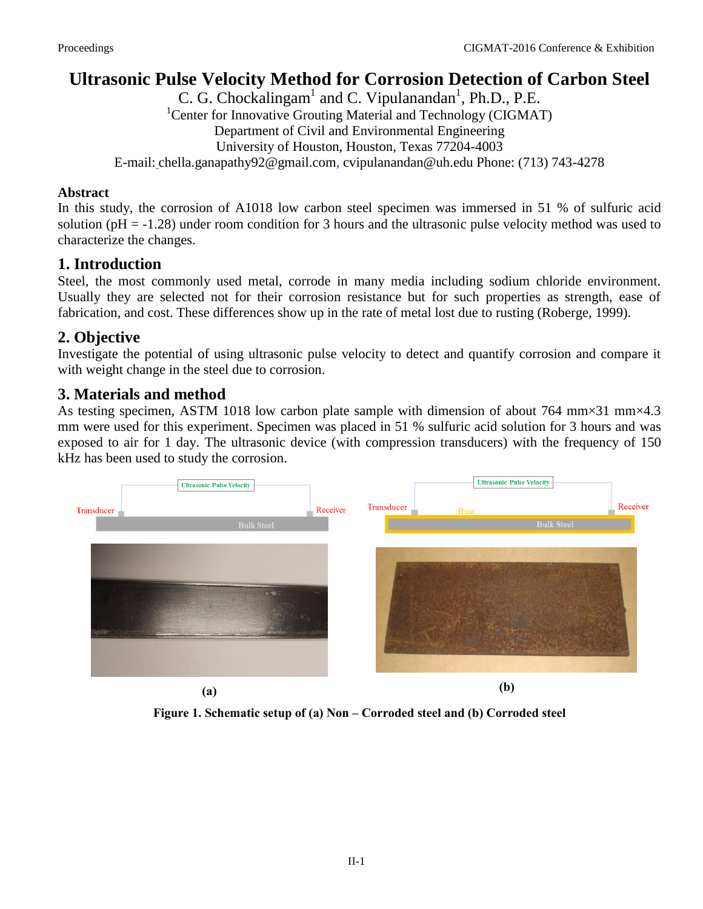# Ultrasonic Pulse Velocity Method for Corrosion Detection of Carbon Steel

C. G. Chockalingam[1] and C. Vipulanandan[1], Ph.D., P.E.

[1]Center for Innovative Grouting Material and Technology (CIGMAT)
Department of Civil and Environmental Engineering
University of Houston, Houston, Texas 77204-4003
E-mail: chella.ganapathy92@gmail.com, cvipulanandan@uh.edu Phone: (713) 743-4278

## Abstract

In this study, the corrosion of A1018 low carbon steel specimen was immersed in 51 % of sulfuric acid solution (pH = -1.28) under room condition for 3 hours and the ultrasonic pulse velocity method was used to characterize the changes.

## 1. Introduction

Steel, the most commonly used metal, corrode in many media including sodium chloride environment. Usually they are selected not for their corrosion resistance but for such properties as strength, ease of fabrication, and cost. These differences show up in the rate of metal lost due to rusting (Roberge, 1999).

## 2. Objective

Investigate the potential of using ultrasonic pulse velocity to detect and quantify corrosion and compare it with weight change in the steel due to corrosion.

## 3. Materials and method

As testing specimen, ASTM 1018 low carbon plate sample with dimension of about 764 mm×31 mm×4.3 mm were used for this experiment. Specimen was placed in 51 % sulfuric acid solution for 3 hours and was exposed to air for 1 day. The ultrasonic device (with compression transducers) with the frequency of 150 kHz has been used to study the corrosion.

**Figure 1. Schematic setup of (a) Non – Corroded steel and (b) Corroded steel**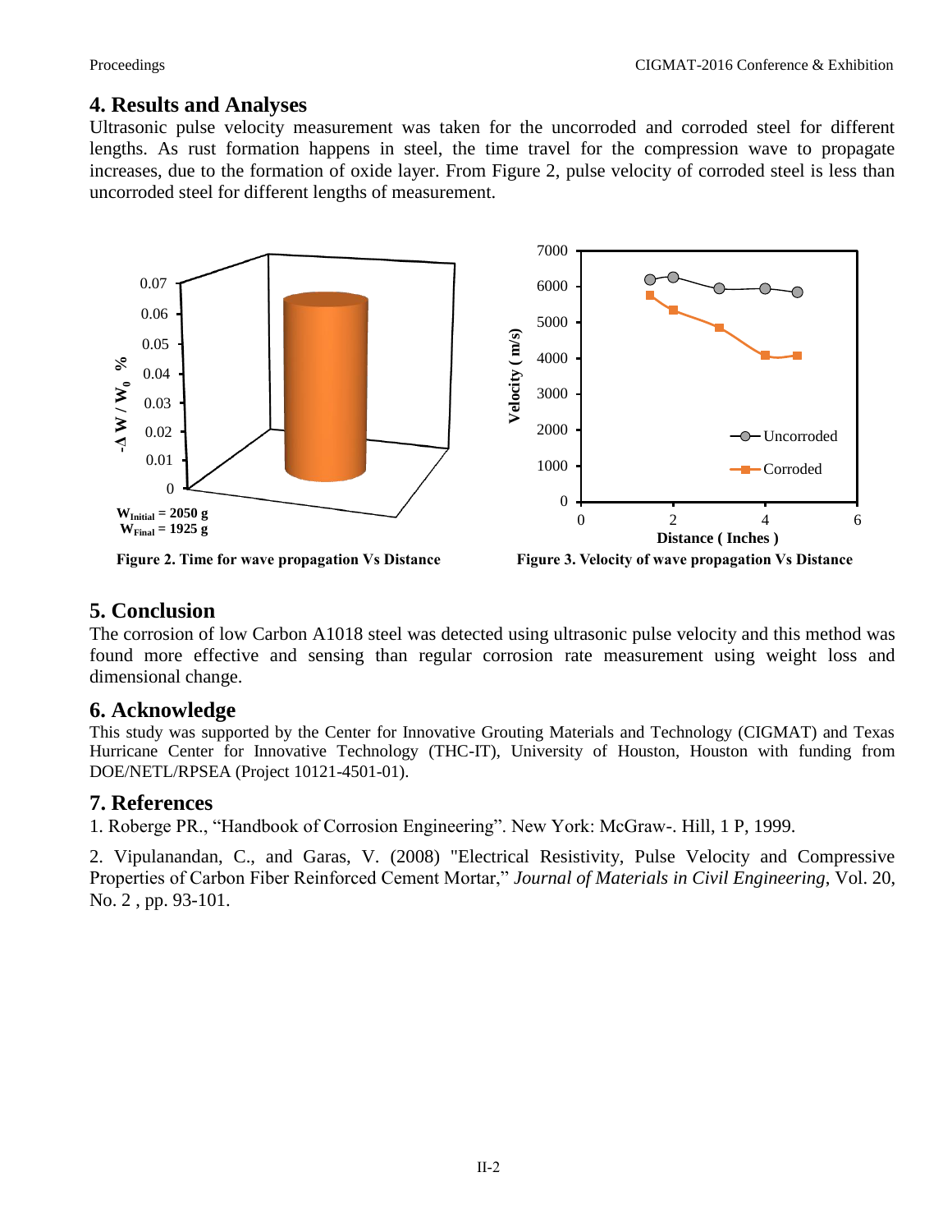## 4. Results and Analyses

Ultrasonic pulse velocity measurement was taken for the uncorroded and corroded steel for different lengths. As rust formation happens in steel, the time travel for the compression wave to propagate increases, due to the formation of oxide layer. From Figure 2, pulse velocity of corroded steel is less than uncorroded steel for different lengths of measurement.

0.07
0.06
0.05
0.04
0.03
0.02
0.01
0

$-\Delta W / W_0$ %

$W_{Initial}$ = 2050 g
$W_{Final}$ = 1925 g

**Figure 2. Time for wave propagation Vs Distance**

7000
6000
5000
4000
3000
2000
1000
0

Velocity ( m/s)

0 2 4 6

Distance ( Inches )

Uncorroded
Corroded

**Figure 3. Velocity of wave propagation Vs Distance**

## 5. Conclusion

The corrosion of low Carbon A1018 steel was detected using ultrasonic pulse velocity and this method was found more effective and sensing than regular corrosion rate measurement using weight loss and dimensional change.

## 6. Acknowledge

This study was supported by the Center for Innovative Grouting Materials and Technology (CIGMAT) and Texas Hurricane Center for Innovative Technology (THC-IT), University of Houston, Houston with funding from DOE/NETL/RPSEA (Project 10121-4501-01).

## 7. References

1. Roberge PR., "Handbook of Corrosion Engineering". New York: McGraw-. Hill, 1 P, 1999.

2. Vipulanandan, C., and Garas, V. (2008) "Electrical Resistivity, Pulse Velocity and Compressive Properties of Carbon Fiber Reinforced Cement Mortar," *Journal of Materials in Civil Engineering*, Vol. 20, No. 2 , pp. 93-101.